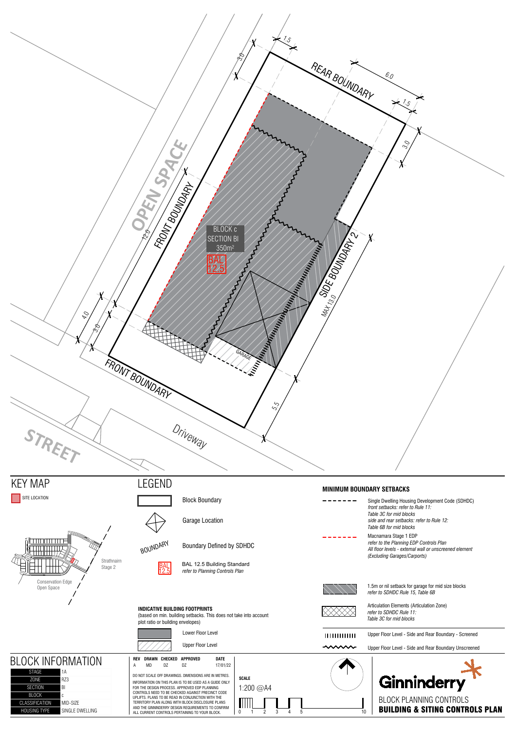OPEN SPACE

FRONT BOUNDARY

REAR BOUNDARY

SIDE BOUNDARY 2

FRONT BOUNDARY

STREET

Driveway

BLOCK c
SECTION BI
350m²

BAL 12.5

GARAGE

MAX 13.0

1.5 3.0 6.0 1.5 3.0 12.0 4.0 3.0 5.5

# KEY MAP

SITE LOCATION

Strathnairn Stage 2

Conservation Edge Open Space

# LEGEND

Block Boundary

Garage Location

Boundary Defined by SDHDC

BAL 12.5 Building Standard
*refer to Planning Controls Plan*

**INDICATIVE BUILDING FOOTPRINTS**
(based on min. building setbacks. This does not take into account plot ratio or building envelopes)

Lower Floor Level

Upper Floor Level

**MINIMUM BOUNDARY SETBACKS**

Single Dwelling Housing Development Code (SDHDC)
*front setbacks: refer to Rule 11: Table 3C for mid blocks*
*side and rear setbacks: refer to Rule 12: Table 6B for mid blocks*

Macnamara Stage 1 EDP
*refer to the Planning EDP Controls Plan*
*All floor levels - external wall or unscreened element (Excluding Garages/Carports)*

1.5m or nil setback for garage for mid size blocks
*refer to SDHDC Rule 15, Table 6B*

Articulation Elements (Articulation Zone)
*refer to SDHDC Rule 11: Table 3C for mid blocks*

Upper Floor Level - Side and Rear Boundary - Screened

Upper Floor Level - Side and Rear Boundary Unscreened

# BLOCK INFORMATION

| | |
|---|---|
| STAGE | 1A |
| ZONE | RZ3 |
| SECTION | BI |
| BLOCK | C |
| CLASSIFICATION | MID-SIZE |
| HOUSING TYPE | SINGLE DWELLING |

| REV | DRAWN | CHECKED | APPROVED | DATE |
|---|---|---|---|---|
| A | MD | DZ | DZ | 17/01/22 |

DO NOT SCALE OFF DRAWINGS. DIMENSIONS ARE IN METRES. INFORMATION ON THIS PLAN IS TO BE USED AS A GUIDE ONLY FOR THE DESIGN PROCESS. APPROVED EDP PLANNING CONTROLS NEED TO BE CHECKED AGAINST PRECINCT CODE UPLIFTS. PLANS TO BE READ IN CONJUNCTION WITH THE TERRITORY PLAN ALONG WITH BLOCK DISCLOSURE PLANS AND THE GINNINDERRY DESIGN REQUIREMENTS TO CONFIRM ALL CURRENT CONTROLS PERTAINING TO YOUR BLOCK.

**SCALE**
1:200 @A4

0 1 2 3 4 5 10

Ginninderry

BLOCK PLANNING CONTROLS
**BUILDING & SITING CONTROLS PLAN**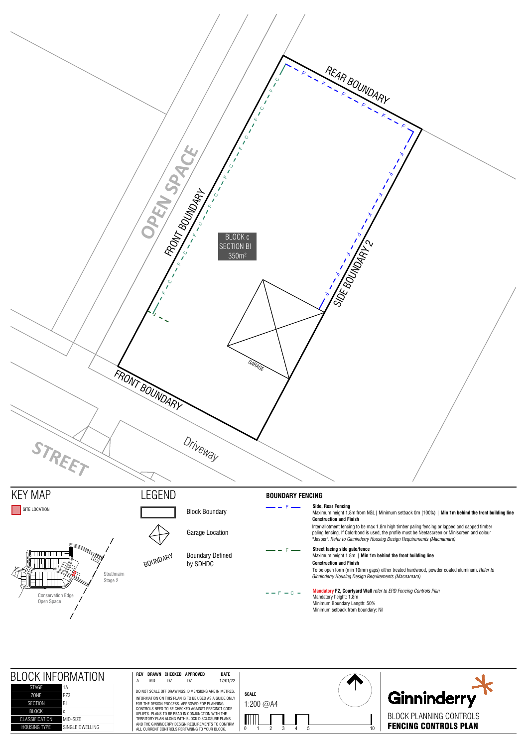REAR BOUNDARY

OPEN SPACE

FRONT BOUNDARY

BLOCK c
SECTION BI
350m²

SIDE BOUNDARY 2

GARAGE

FRONT BOUNDARY

Driveway

STREET

## KEY MAP

SITE LOCATION

Strathnairn Stage 2

Conservation Edge Open Space

## LEGEND

Block Boundary

Garage Location

BOUNDARY — Boundary Defined by SDHDC

## BOUNDARY FENCING

**Side, Rear Fencing**
Maximum height 1.8m from NGL | Minimum setback 0m (100%) | **Min 1m behind the front building line**
**Construction and Finish**
Inter-allotment fencing to be max 1.8m high timber paling fencing or lapped and capped timber paling fencing. If Colorbond is used, the profile must be Neetascreen or Miniscreen and colour "Jasper". *Refer to Ginninderry Housing Design Requirements (Macnamara)*

**Street facing side gate/fence**
Maximum height 1.8m | **Min 1m behind the front building line**
**Construction and Finish**
To be open form (min 10mm gaps) either treated hardwood, powder coated aluminum. *Refer to Ginninderry Housing Design Requirements (Macnamara)*

**Mandatory F2, Courtyard Wall** *refer to EPD Fencing Controls Plan*
Mandatory height: 1.8m
Minimum Boundary Length: 50%
Minimum setback from boundary: Nil

## BLOCK INFORMATION

| | |
|---|---|
| STAGE | 1A |
| ZONE | RZ3 |
| SECTION | BI |
| BLOCK | C |
| CLASSIFICATION | MID-SIZE |
| HOUSING TYPE | SINGLE DWELLING |

| REV | DRAWN | CHECKED | APPROVED | DATE |
|---|---|---|---|---|
| A | MD | DZ | DZ | 17/01/22 |

DO NOT SCALE OFF DRAWINGS. DIMENSIONS ARE IN METRES.

INFORMATION ON THIS PLAN IS TO BE USED AS A GUIDE ONLY FOR THE DESIGN PROCESS. APPROVED EDP PLANNING CONTROLS NEED TO BE CHECKED AGAINST PRECINCT CODE UPLIFTS. PLANS TO BE READ IN CONJUNCTION WITH THE TERRITORY PLAN ALONG WITH BLOCK DISCLOSURE PLANS AND THE GINNINDERRY DESIGN REQUIREMENTS TO CONFIRM ALL CURRENT CONTROLS PERTAINING TO YOUR BLOCK.

**SCALE**
1:200 @A4

0 1 2 3 4 5 10

Ginninderry

BLOCK PLANNING CONTROLS
**FENCING CONTROLS PLAN**